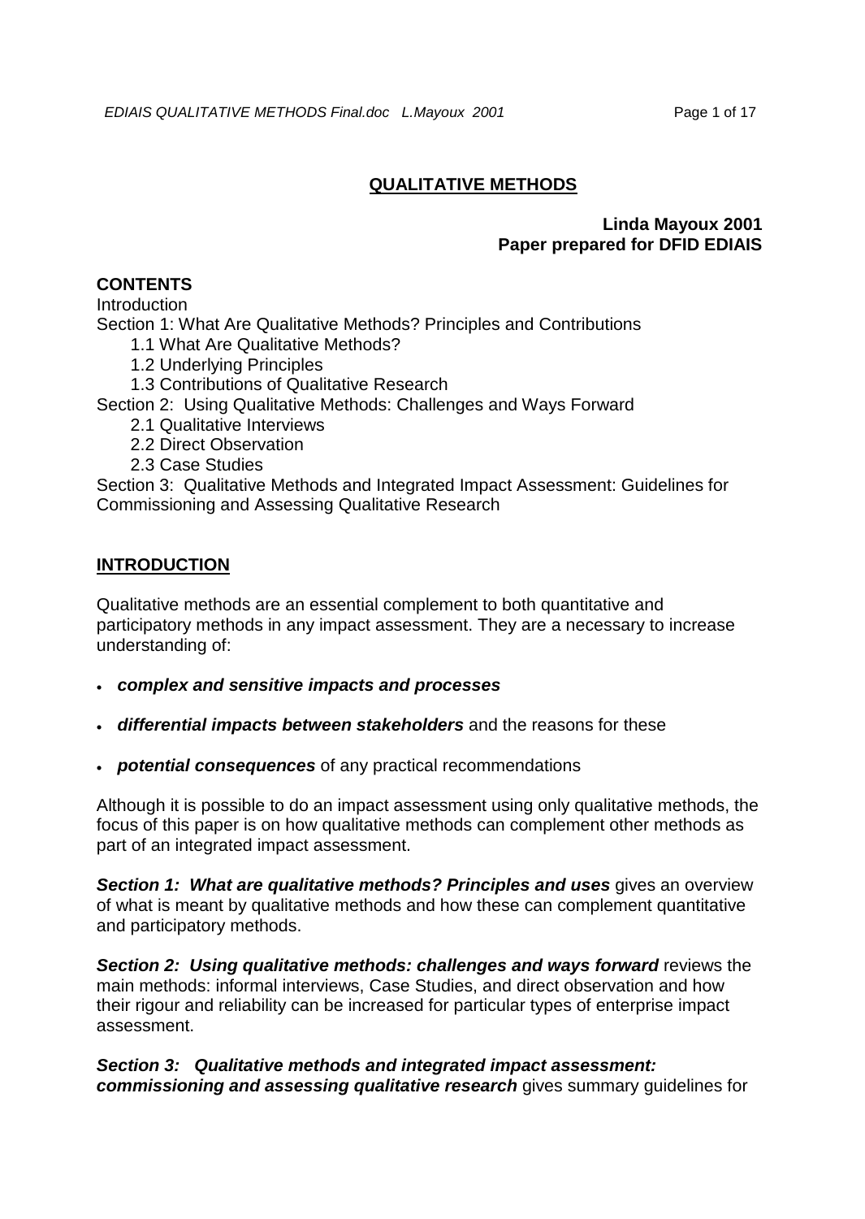# QUALITATIVE METHODS

**Linda Mayoux 2001**
**Paper prepared for DFID EDIAIS**

## CONTENTS

Introduction
Section 1: What Are Qualitative Methods? Principles and Contributions
- 1.1 What Are Qualitative Methods?
- 1.2 Underlying Principles
- 1.3 Contributions of Qualitative Research

Section 2: Using Qualitative Methods: Challenges and Ways Forward
- 2.1 Qualitative Interviews
- 2.2 Direct Observation
- 2.3 Case Studies

Section 3: Qualitative Methods and Integrated Impact Assessment: Guidelines for Commissioning and Assessing Qualitative Research

## INTRODUCTION

Qualitative methods are an essential complement to both quantitative and participatory methods in any impact assessment. They are a necessary to increase understanding of:

- ***complex and sensitive impacts and processes***
- ***differential impacts between stakeholders*** and the reasons for these
- ***potential consequences*** of any practical recommendations

Although it is possible to do an impact assessment using only qualitative methods, the focus of this paper is on how qualitative methods can complement other methods as part of an integrated impact assessment.

***Section 1: What are qualitative methods? Principles and uses*** gives an overview of what is meant by qualitative methods and how these can complement quantitative and participatory methods.

***Section 2: Using qualitative methods: challenges and ways forward*** reviews the main methods: informal interviews, Case Studies, and direct observation and how their rigour and reliability can be increased for particular types of enterprise impact assessment.

***Section 3: Qualitative methods and integrated impact assessment: commissioning and assessing qualitative research*** gives summary guidelines for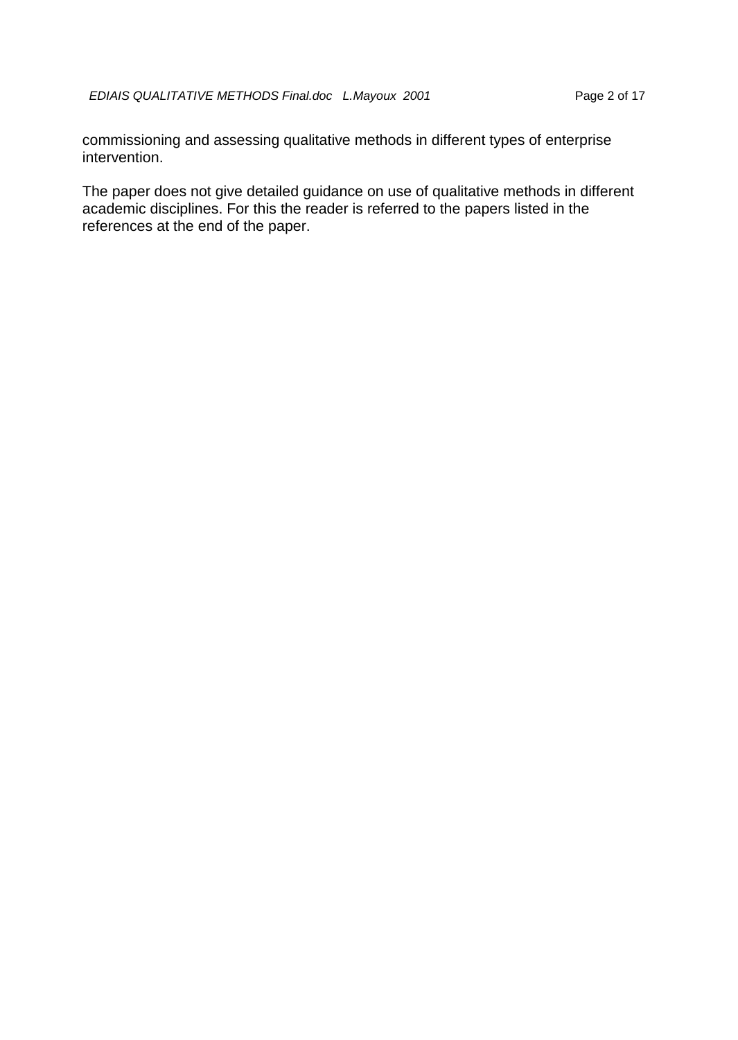commissioning and assessing qualitative methods in different types of enterprise intervention.

The paper does not give detailed guidance on use of qualitative methods in different academic disciplines. For this the reader is referred to the papers listed in the references at the end of the paper.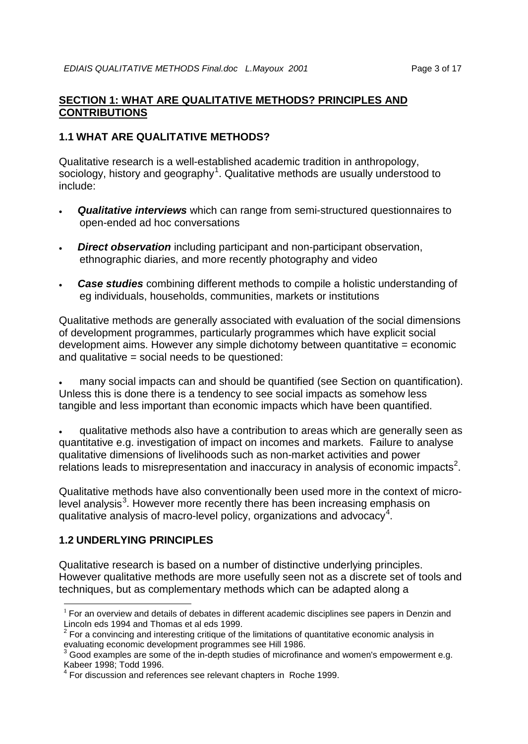## SECTION 1: WHAT ARE QUALITATIVE METHODS? PRINCIPLES AND CONTRIBUTIONS

### 1.1 WHAT ARE QUALITATIVE METHODS?

Qualitative research is a well-established academic tradition in anthropology, sociology, history and geography[1]. Qualitative methods are usually understood to include:

- ***Qualitative interviews*** which can range from semi-structured questionnaires to open-ended ad hoc conversations
- ***Direct observation*** including participant and non-participant observation, ethnographic diaries, and more recently photography and video
- ***Case studies*** combining different methods to compile a holistic understanding of eg individuals, households, communities, markets or institutions

Qualitative methods are generally associated with evaluation of the social dimensions of development programmes, particularly programmes which have explicit social development aims. However any simple dichotomy between quantitative = economic and qualitative = social needs to be questioned:

- many social impacts can and should be quantified (see Section on quantification). Unless this is done there is a tendency to see social impacts as somehow less tangible and less important than economic impacts which have been quantified.
- qualitative methods also have a contribution to areas which are generally seen as quantitative e.g. investigation of impact on incomes and markets. Failure to analyse qualitative dimensions of livelihoods such as non-market activities and power relations leads to misrepresentation and inaccuracy in analysis of economic impacts[2].

Qualitative methods have also conventionally been used more in the context of micro-level analysis[3]. However more recently there has been increasing emphasis on qualitative analysis of macro-level policy, organizations and advocacy[4].

### 1.2 UNDERLYING PRINCIPLES

Qualitative research is based on a number of distinctive underlying principles. However qualitative methods are more usefully seen not as a discrete set of tools and techniques, but as complementary methods which can be adapted along a

---

[1] For an overview and details of debates in different academic disciplines see papers in Denzin and Lincoln eds 1994 and Thomas et al eds 1999.

[2] For a convincing and interesting critique of the limitations of quantitative economic analysis in evaluating economic development programmes see Hill 1986.

[3] Good examples are some of the in-depth studies of microfinance and women's empowerment e.g. Kabeer 1998; Todd 1996.

[4] For discussion and references see relevant chapters in Roche 1999.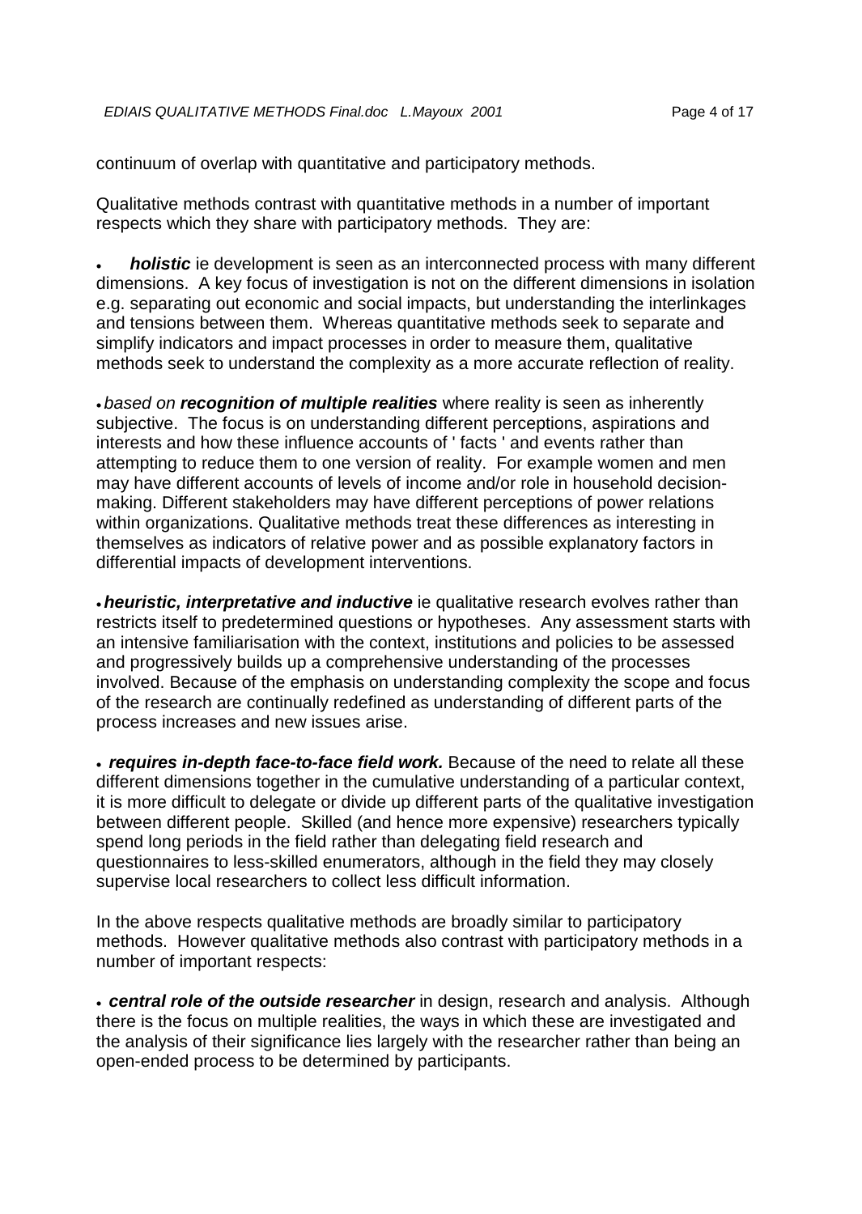continuum of overlap with quantitative and participatory methods.

Qualitative methods contrast with quantitative methods in a number of important respects which they share with participatory methods. They are:

- ***holistic*** ie development is seen as an interconnected process with many different dimensions. A key focus of investigation is not on the different dimensions in isolation e.g. separating out economic and social impacts, but understanding the interlinkages and tensions between them. Whereas quantitative methods seek to separate and simplify indicators and impact processes in order to measure them, qualitative methods seek to understand the complexity as a more accurate reflection of reality.

- *based on* ***recognition of multiple realities*** where reality is seen as inherently subjective. The focus is on understanding different perceptions, aspirations and interests and how these influence accounts of ' facts ' and events rather than attempting to reduce them to one version of reality. For example women and men may have different accounts of levels of income and/or role in household decision-making. Different stakeholders may have different perceptions of power relations within organizations. Qualitative methods treat these differences as interesting in themselves as indicators of relative power and as possible explanatory factors in differential impacts of development interventions.

- ***heuristic, interpretative and inductive*** ie qualitative research evolves rather than restricts itself to predetermined questions or hypotheses. Any assessment starts with an intensive familiarisation with the context, institutions and policies to be assessed and progressively builds up a comprehensive understanding of the processes involved. Because of the emphasis on understanding complexity the scope and focus of the research are continually redefined as understanding of different parts of the process increases and new issues arise.

- ***requires in-depth face-to-face field work.*** Because of the need to relate all these different dimensions together in the cumulative understanding of a particular context, it is more difficult to delegate or divide up different parts of the qualitative investigation between different people. Skilled (and hence more expensive) researchers typically spend long periods in the field rather than delegating field research and questionnaires to less-skilled enumerators, although in the field they may closely supervise local researchers to collect less difficult information.

In the above respects qualitative methods are broadly similar to participatory methods. However qualitative methods also contrast with participatory methods in a number of important respects:

- ***central role of the outside researcher*** in design, research and analysis. Although there is the focus on multiple realities, the ways in which these are investigated and the analysis of their significance lies largely with the researcher rather than being an open-ended process to be determined by participants.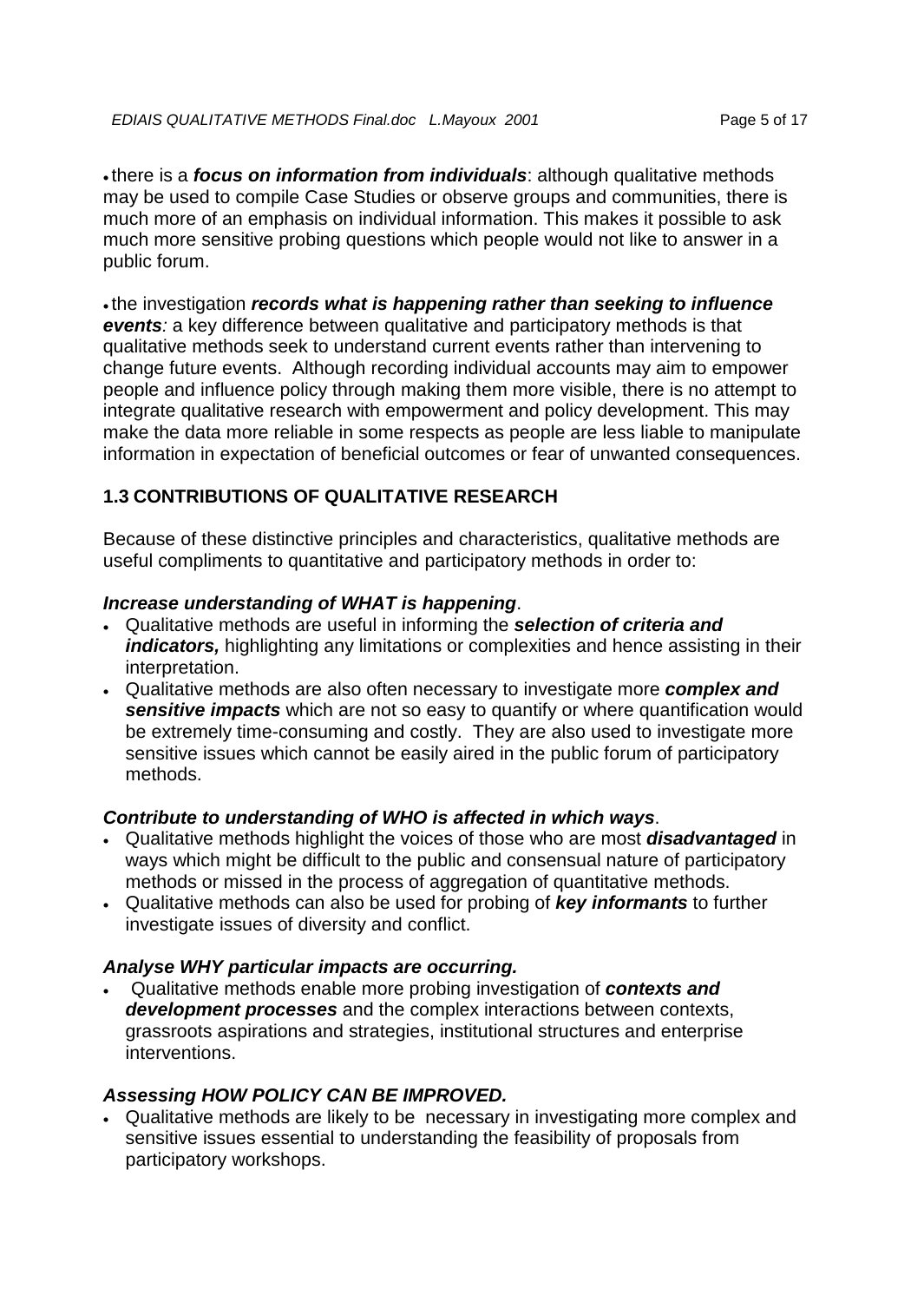- there is a ***focus on information from individuals***: although qualitative methods may be used to compile Case Studies or observe groups and communities, there is much more of an emphasis on individual information. This makes it possible to ask much more sensitive probing questions which people would not like to answer in a public forum.

- the investigation ***records what is happening rather than seeking to influence events****:* a key difference between qualitative and participatory methods is that qualitative methods seek to understand current events rather than intervening to change future events. Although recording individual accounts may aim to empower people and influence policy through making them more visible, there is no attempt to integrate qualitative research with empowerment and policy development. This may make the data more reliable in some respects as people are less liable to manipulate information in expectation of beneficial outcomes or fear of unwanted consequences.

## 1.3 CONTRIBUTIONS OF QUALITATIVE RESEARCH

Because of these distinctive principles and characteristics, qualitative methods are useful compliments to quantitative and participatory methods in order to:

***Increase understanding of WHAT is happening***.

- Qualitative methods are useful in informing the ***selection of criteria and indicators,*** highlighting any limitations or complexities and hence assisting in their interpretation.
- Qualitative methods are also often necessary to investigate more ***complex and sensitive impacts*** which are not so easy to quantify or where quantification would be extremely time-consuming and costly. They are also used to investigate more sensitive issues which cannot be easily aired in the public forum of participatory methods.

***Contribute to understanding of WHO is affected in which ways***.

- Qualitative methods highlight the voices of those who are most ***disadvantaged*** in ways which might be difficult to the public and consensual nature of participatory methods or missed in the process of aggregation of quantitative methods.
- Qualitative methods can also be used for probing of ***key informants*** to further investigate issues of diversity and conflict.

***Analyse WHY particular impacts are occurring.***

- Qualitative methods enable more probing investigation of ***contexts and development processes*** and the complex interactions between contexts, grassroots aspirations and strategies, institutional structures and enterprise interventions.

***Assessing HOW POLICY CAN BE IMPROVED.***

- Qualitative methods are likely to be necessary in investigating more complex and sensitive issues essential to understanding the feasibility of proposals from participatory workshops.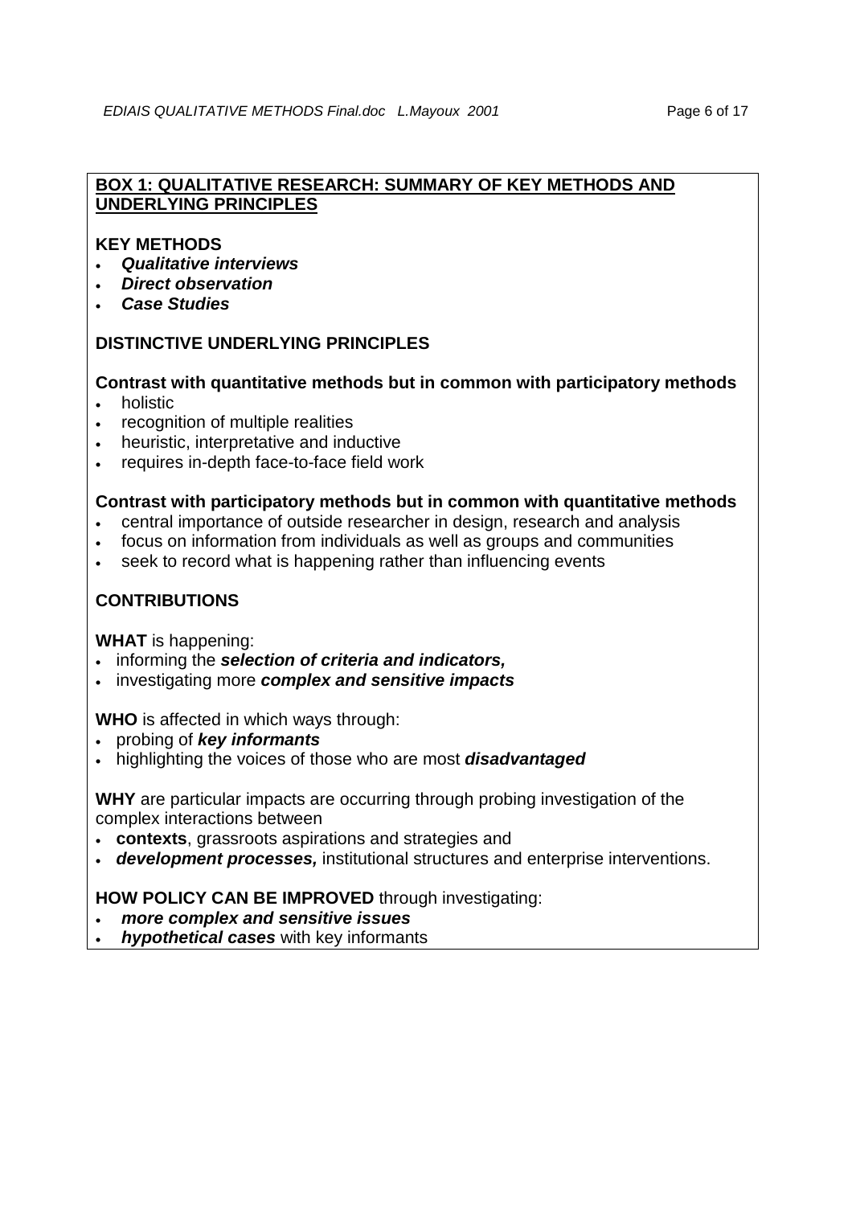## BOX 1: QUALITATIVE RESEARCH: SUMMARY OF KEY METHODS AND UNDERLYING PRINCIPLES

### KEY METHODS

- ***Qualitative interviews***
- ***Direct observation***
- ***Case Studies***

### DISTINCTIVE UNDERLYING PRINCIPLES

**Contrast with quantitative methods but in common with participatory methods**

- holistic
- recognition of multiple realities
- heuristic, interpretative and inductive
- requires in-depth face-to-face field work

**Contrast with participatory methods but in common with quantitative methods**

- central importance of outside researcher in design, research and analysis
- focus on information from individuals as well as groups and communities
- seek to record what is happening rather than influencing events

### CONTRIBUTIONS

**WHAT** is happening:

- informing the ***selection of criteria and indicators,***
- investigating more ***complex and sensitive impacts***

**WHO** is affected in which ways through:

- probing of ***key informants***
- highlighting the voices of those who are most ***disadvantaged***

**WHY** are particular impacts are occurring through probing investigation of the complex interactions between

- **contexts**, grassroots aspirations and strategies and
- ***development processes,*** institutional structures and enterprise interventions.

**HOW POLICY CAN BE IMPROVED** through investigating:

- ***more complex and sensitive issues***
- ***hypothetical cases*** with key informants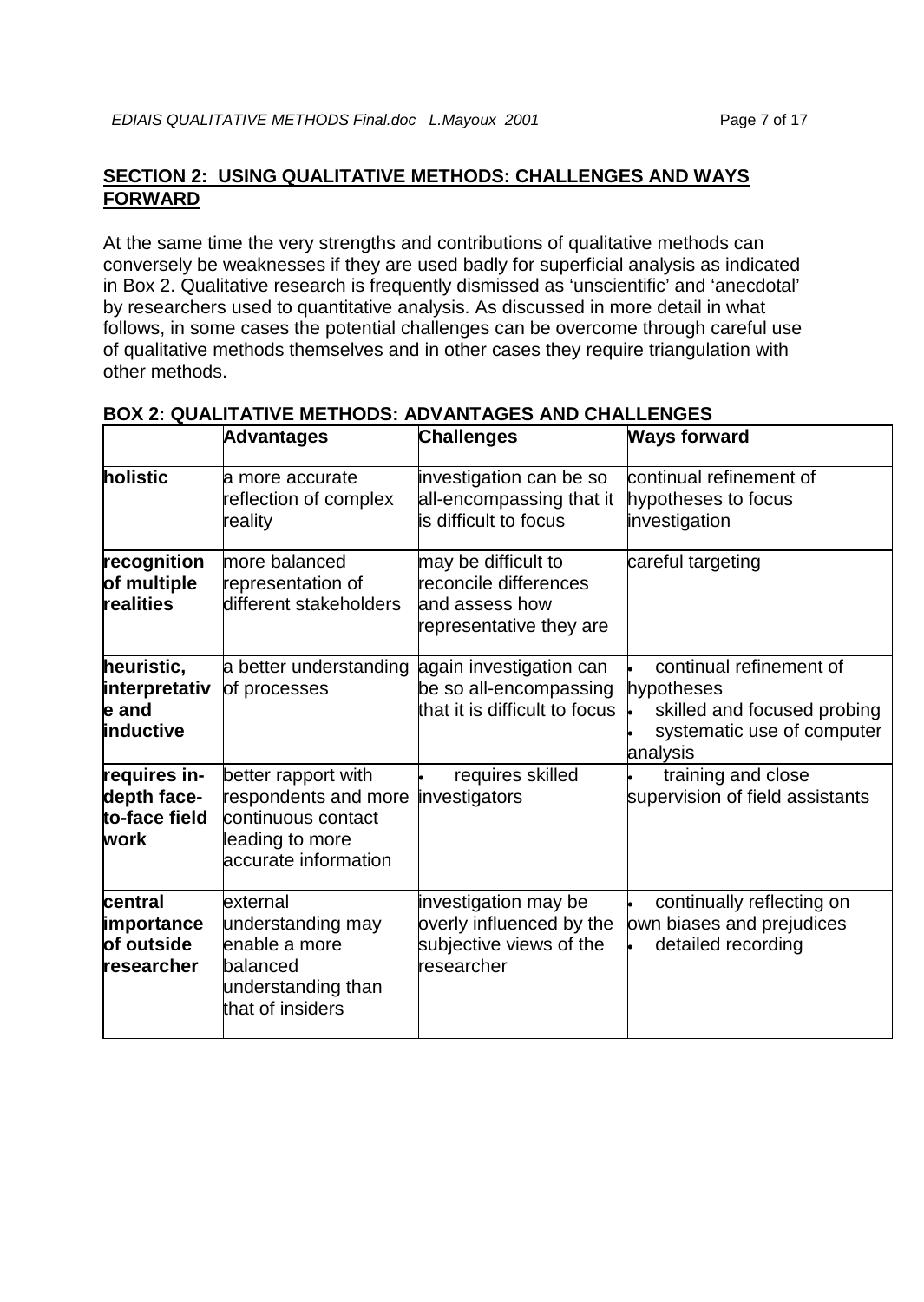## SECTION 2: USING QUALITATIVE METHODS: CHALLENGES AND WAYS FORWARD

At the same time the very strengths and contributions of qualitative methods can conversely be weaknesses if they are used badly for superficial analysis as indicated in Box 2. Qualitative research is frequently dismissed as 'unscientific' and 'anecdotal' by researchers used to quantitative analysis. As discussed in more detail in what follows, in some cases the potential challenges can be overcome through careful use of qualitative methods themselves and in other cases they require triangulation with other methods.

**BOX 2: QUALITATIVE METHODS: ADVANTAGES AND CHALLENGES**

| | **Advantages** | **Challenges** | **Ways forward** |
|---|---|---|---|
| **holistic** | a more accurate reflection of complex reality | investigation can be so all-encompassing that it is difficult to focus | continual refinement of hypotheses to focus investigation |
| **recognition of multiple realities** | more balanced representation of different stakeholders | may be difficult to reconcile differences and assess how representative they are | careful targeting |
| **heuristic, interpretative and inductive** | a better understanding of processes | again investigation can be so all-encompassing that it is difficult to focus | • continual refinement of hypotheses<br>• skilled and focused probing<br>• systematic use of computer analysis |
| **requires in-depth face-to-face field work** | better rapport with respondents and more continuous contact leading to more accurate information | • requires skilled investigators | • training and close supervision of field assistants |
| **central importance of outside researcher** | external understanding may enable a more balanced understanding than that of insiders | investigation may be overly influenced by the subjective views of the researcher | • continually reflecting on own biases and prejudices<br>• detailed recording |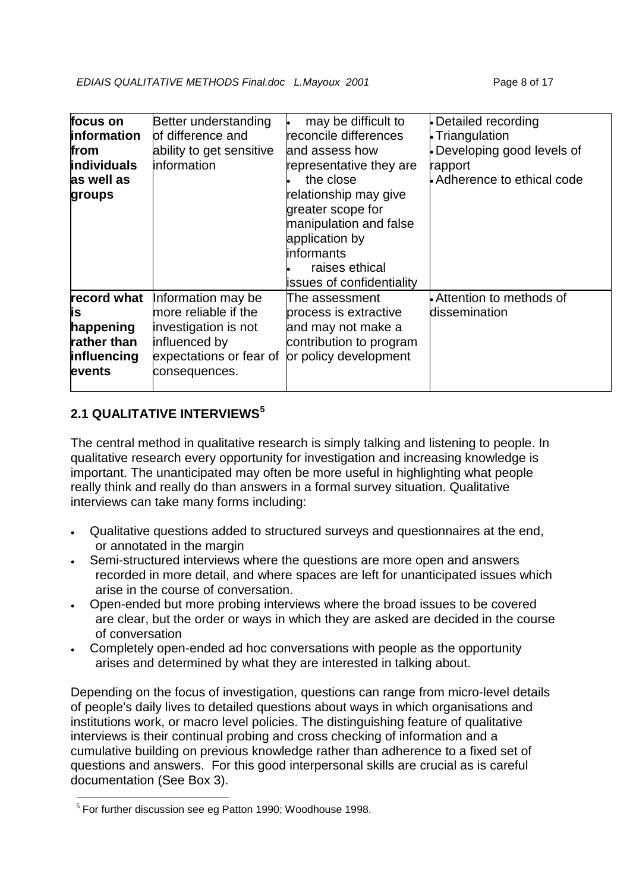| | | | |
|---|---|---|---|
| **focus on information from individuals as well as groups** | Better understanding of difference and ability to get sensitive information | • may be difficult to reconcile differences and assess how representative they are<br>• the close relationship may give greater scope for manipulation and false application by informants<br>• raises ethical issues of confidentiality | • Detailed recording<br>• Triangulation<br>• Developing good levels of rapport<br>• Adherence to ethical code |
| **record what is happening rather than influencing events** | Information may be more reliable if the investigation is not influenced by expectations or fear of consequences. | The assessment process is extractive and may not make a contribution to program or policy development | • Attention to methods of dissemination |

## 2.1 QUALITATIVE INTERVIEWS[5]

The central method in qualitative research is simply talking and listening to people. In qualitative research every opportunity for investigation and increasing knowledge is important. The unanticipated may often be more useful in highlighting what people really think and really do than answers in a formal survey situation. Qualitative interviews can take many forms including:

- Qualitative questions added to structured surveys and questionnaires at the end, or annotated in the margin
- Semi-structured interviews where the questions are more open and answers recorded in more detail, and where spaces are left for unanticipated issues which arise in the course of conversation.
- Open-ended but more probing interviews where the broad issues to be covered are clear, but the order or ways in which they are asked are decided in the course of conversation
- Completely open-ended ad hoc conversations with people as the opportunity arises and determined by what they are interested in talking about.

Depending on the focus of investigation, questions can range from micro-level details of people's daily lives to detailed questions about ways in which organisations and institutions work, or macro level policies. The distinguishing feature of qualitative interviews is their continual probing and cross checking of information and a cumulative building on previous knowledge rather than adherence to a fixed set of questions and answers. For this good interpersonal skills are crucial as is careful documentation (See Box 3).

[5] For further discussion see eg Patton 1990; Woodhouse 1998.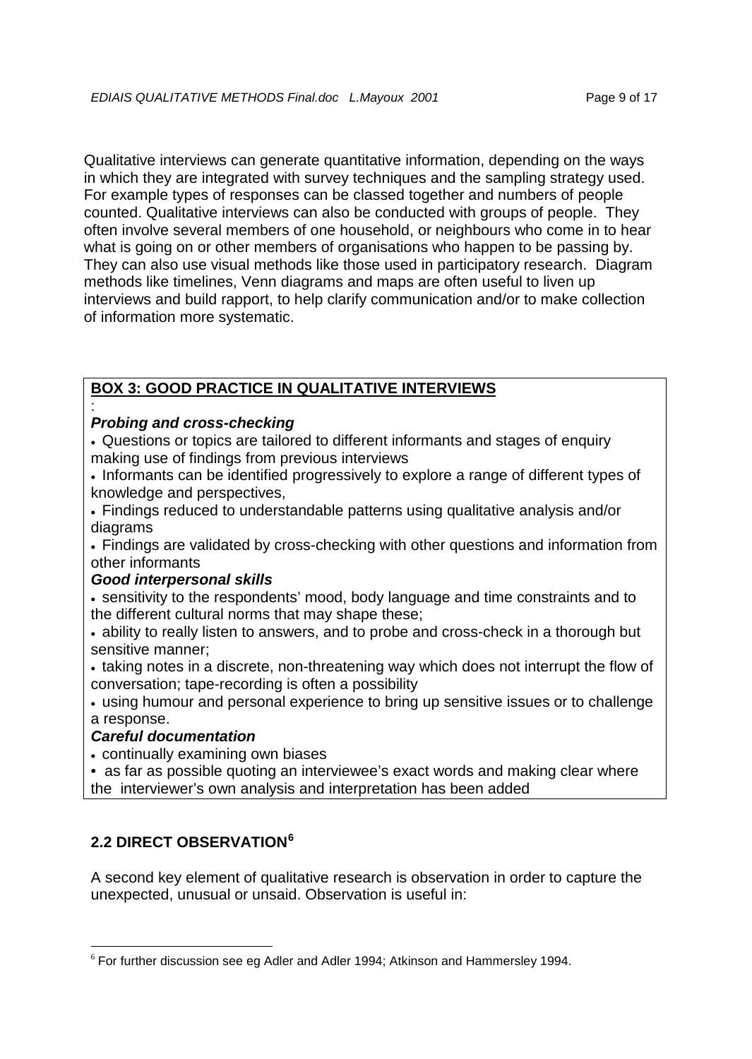Qualitative interviews can generate quantitative information, depending on the ways in which they are integrated with survey techniques and the sampling strategy used. For example types of responses can be classed together and numbers of people counted. Qualitative interviews can also be conducted with groups of people. They often involve several members of one household, or neighbours who come in to hear what is going on or other members of organisations who happen to be passing by. They can also use visual methods like those used in participatory research. Diagram methods like timelines, Venn diagrams and maps are often useful to liven up interviews and build rapport, to help clarify communication and/or to make collection of information more systematic.

**BOX 3: GOOD PRACTICE IN QUALITATIVE INTERVIEWS**

:

***Probing and cross-checking***

- Questions or topics are tailored to different informants and stages of enquiry making use of findings from previous interviews
- Informants can be identified progressively to explore a range of different types of knowledge and perspectives,
- Findings reduced to understandable patterns using qualitative analysis and/or diagrams
- Findings are validated by cross-checking with other questions and information from other informants

***Good interpersonal skills***

- sensitivity to the respondents' mood, body language and time constraints and to the different cultural norms that may shape these;
- ability to really listen to answers, and to probe and cross-check in a thorough but sensitive manner;
- taking notes in a discrete, non-threatening way which does not interrupt the flow of conversation; tape-recording is often a possibility
- using humour and personal experience to bring up sensitive issues or to challenge a response.

***Careful documentation***

- continually examining own biases
- as far as possible quoting an interviewee's exact words and making clear where the interviewer's own analysis and interpretation has been added

## 2.2 DIRECT OBSERVATION[6]

A second key element of qualitative research is observation in order to capture the unexpected, unusual or unsaid. Observation is useful in:

[6] For further discussion see eg Adler and Adler 1994; Atkinson and Hammersley 1994.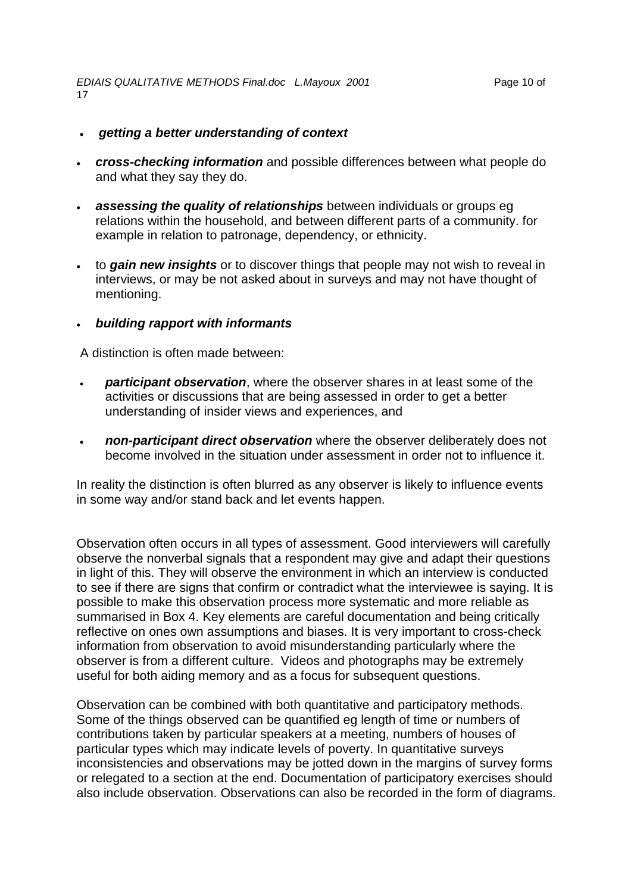- ***getting a better understanding of context***

- ***cross-checking information*** and possible differences between what people do and what they say they do.

- ***assessing the quality of relationships*** between individuals or groups eg relations within the household, and between different parts of a community. for example in relation to patronage, dependency, or ethnicity.

- to ***gain new insights*** or to discover things that people may not wish to reveal in interviews, or may be not asked about in surveys and may not have thought of mentioning.

- ***building rapport with informants***

A distinction is often made between:

- ***participant observation***, where the observer shares in at least some of the activities or discussions that are being assessed in order to get a better understanding of insider views and experiences, and

- ***non-participant direct observation*** where the observer deliberately does not become involved in the situation under assessment in order not to influence it.

In reality the distinction is often blurred as any observer is likely to influence events in some way and/or stand back and let events happen.

Observation often occurs in all types of assessment. Good interviewers will carefully observe the nonverbal signals that a respondent may give and adapt their questions in light of this. They will observe the environment in which an interview is conducted to see if there are signs that confirm or contradict what the interviewee is saying. It is possible to make this observation process more systematic and more reliable as summarised in Box 4. Key elements are careful documentation and being critically reflective on ones own assumptions and biases. It is very important to cross-check information from observation to avoid misunderstanding particularly where the observer is from a different culture. Videos and photographs may be extremely useful for both aiding memory and as a focus for subsequent questions.

Observation can be combined with both quantitative and participatory methods. Some of the things observed can be quantified eg length of time or numbers of contributions taken by particular speakers at a meeting, numbers of houses of particular types which may indicate levels of poverty. In quantitative surveys inconsistencies and observations may be jotted down in the margins of survey forms or relegated to a section at the end. Documentation of participatory exercises should also include observation. Observations can also be recorded in the form of diagrams.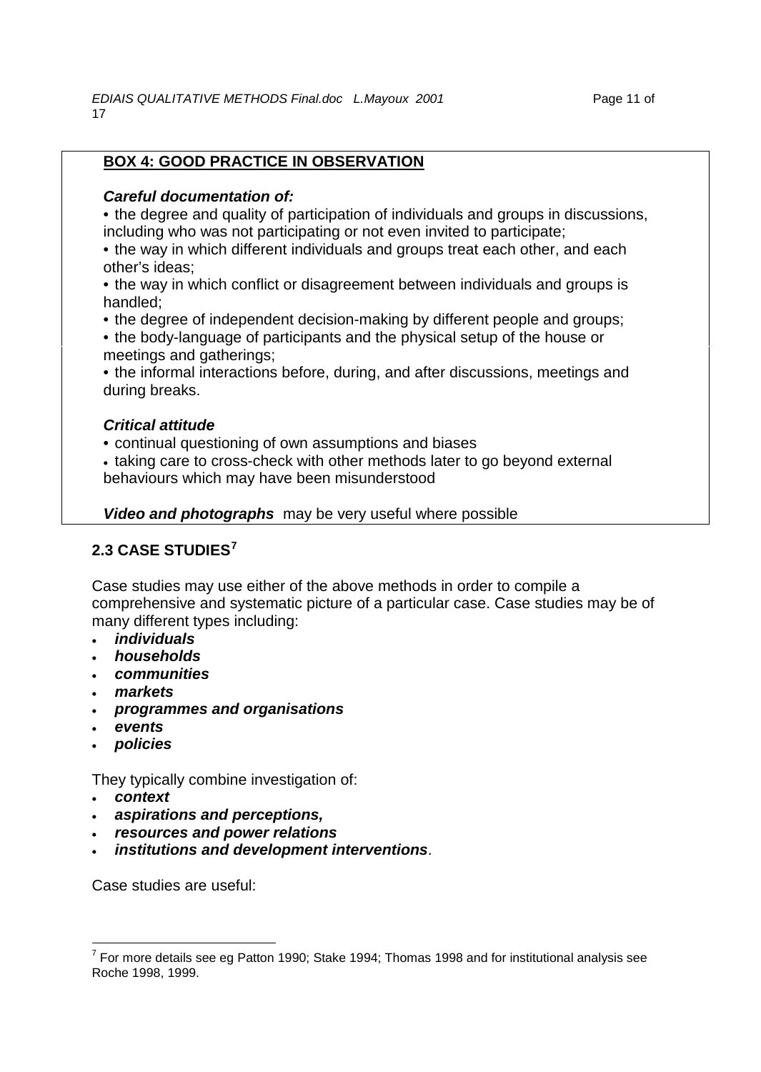**BOX 4: GOOD PRACTICE IN OBSERVATION**

***Careful documentation of:***

- the degree and quality of participation of individuals and groups in discussions, including who was not participating or not even invited to participate;
- the way in which different individuals and groups treat each other, and each other's ideas;
- the way in which conflict or disagreement between individuals and groups is handled;
- the degree of independent decision-making by different people and groups;
- the body-language of participants and the physical setup of the house or meetings and gatherings;
- the informal interactions before, during, and after discussions, meetings and during breaks.

***Critical attitude***

- continual questioning of own assumptions and biases
- taking care to cross-check with other methods later to go beyond external behaviours which may have been misunderstood

***Video and photographs*** may be very useful where possible

## 2.3 CASE STUDIES[7]

Case studies may use either of the above methods in order to compile a comprehensive and systematic picture of a particular case. Case studies may be of many different types including:

- ***individuals***
- ***households***
- ***communities***
- ***markets***
- ***programmes and organisations***
- ***events***
- ***policies***

They typically combine investigation of:

- ***context***
- ***aspirations and perceptions,***
- ***resources and power relations***
- ***institutions and development interventions***.

Case studies are useful:

[7] For more details see eg Patton 1990; Stake 1994; Thomas 1998 and for institutional analysis see Roche 1998, 1999.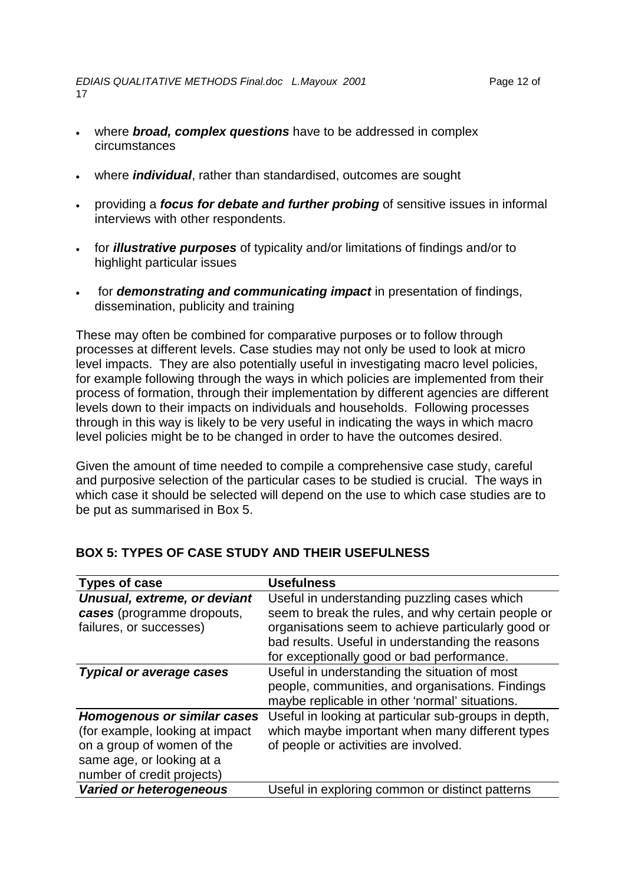- where ***broad, complex questions*** have to be addressed in complex circumstances
- where ***individual***, rather than standardised, outcomes are sought
- providing a ***focus for debate and further probing*** of sensitive issues in informal interviews with other respondents.
- for ***illustrative purposes*** of typicality and/or limitations of findings and/or to highlight particular issues
- for ***demonstrating and communicating impact*** in presentation of findings, dissemination, publicity and training

These may often be combined for comparative purposes or to follow through processes at different levels. Case studies may not only be used to look at micro level impacts. They are also potentially useful in investigating macro level policies, for example following through the ways in which policies are implemented from their process of formation, through their implementation by different agencies are different levels down to their impacts on individuals and households. Following processes through in this way is likely to be very useful in indicating the ways in which macro level policies might be to be changed in order to have the outcomes desired.

Given the amount of time needed to compile a comprehensive case study, careful and purposive selection of the particular cases to be studied is crucial. The ways in which case it should be selected will depend on the use to which case studies are to be put as summarised in Box 5.

**BOX 5: TYPES OF CASE STUDY AND THEIR USEFULNESS**

| Types of case | Usefulness |
|---|---|
| ***Unusual, extreme, or deviant cases*** (programme dropouts, failures, or successes) | Useful in understanding puzzling cases which seem to break the rules, and why certain people or organisations seem to achieve particularly good or bad results. Useful in understanding the reasons for exceptionally good or bad performance. |
| ***Typical or average cases*** | Useful in understanding the situation of most people, communities, and organisations. Findings maybe replicable in other 'normal' situations. |
| ***Homogenous or similar cases*** (for example, looking at impact on a group of women of the same age, or looking at a number of credit projects) | Useful in looking at particular sub-groups in depth, which maybe important when many different types of people or activities are involved. |
| ***Varied or heterogeneous*** | Useful in exploring common or distinct patterns |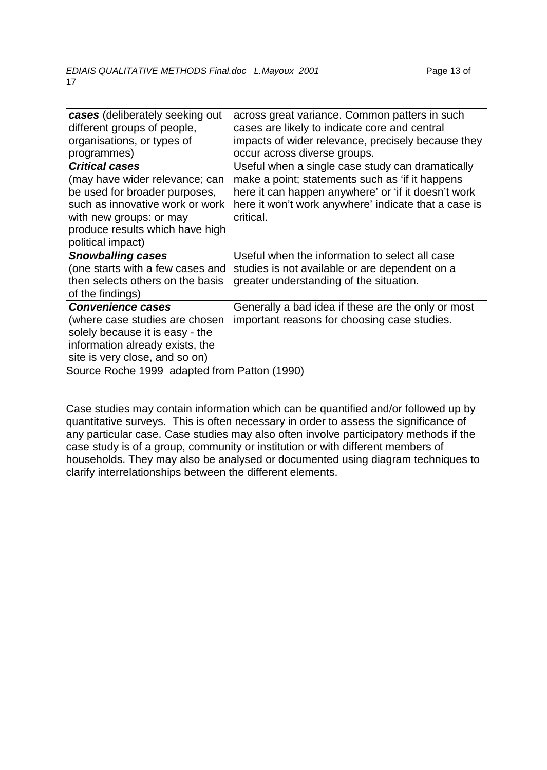| | |
|---|---|
| ***cases*** (deliberately seeking out different groups of people, organisations, or types of programmes) | across great variance. Common patters in such cases are likely to indicate core and central impacts of wider relevance, precisely because they occur across diverse groups. |
| ***Critical cases*** (may have wider relevance; can be used for broader purposes, such as innovative work or work with new groups: or may produce results which have high political impact) | Useful when a single case study can dramatically make a point; statements such as 'if it happens here it can happen anywhere' or 'if it doesn't work here it won't work anywhere' indicate that a case is critical. |
| ***Snowballing cases*** (one starts with a few cases and then selects others on the basis of the findings) | Useful when the information to select all case studies is not available or are dependent on a greater understanding of the situation. |
| ***Convenience cases*** (where case studies are chosen solely because it is easy - the information already exists, the site is very close, and so on) | Generally a bad idea if these are the only or most important reasons for choosing case studies. |

Source Roche 1999 adapted from Patton (1990)

Case studies may contain information which can be quantified and/or followed up by quantitative surveys. This is often necessary in order to assess the significance of any particular case. Case studies may also often involve participatory methods if the case study is of a group, community or institution or with different members of households. They may also be analysed or documented using diagram techniques to clarify interrelationships between the different elements.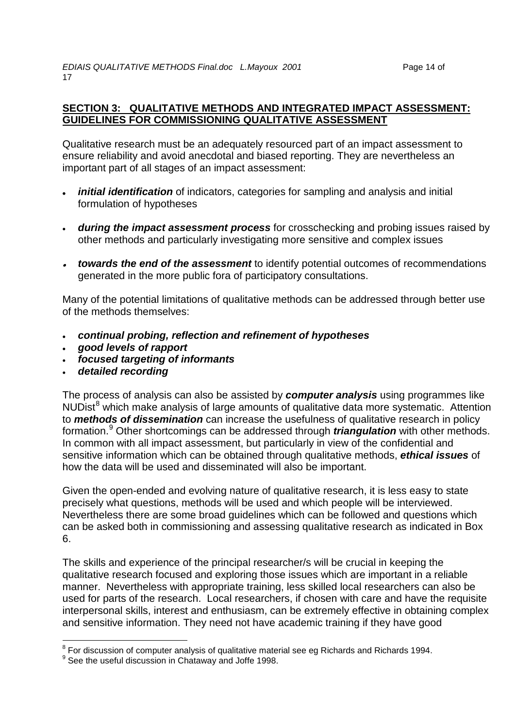## SECTION 3: QUALITATIVE METHODS AND INTEGRATED IMPACT ASSESSMENT: GUIDELINES FOR COMMISSIONING QUALITATIVE ASSESSMENT

Qualitative research must be an adequately resourced part of an impact assessment to ensure reliability and avoid anecdotal and biased reporting. They are nevertheless an important part of all stages of an impact assessment:

- ***initial identification*** of indicators, categories for sampling and analysis and initial formulation of hypotheses
- ***during the impact assessment process*** for crosschecking and probing issues raised by other methods and particularly investigating more sensitive and complex issues
- ***towards the end of the assessment*** to identify potential outcomes of recommendations generated in the more public fora of participatory consultations.

Many of the potential limitations of qualitative methods can be addressed through better use of the methods themselves:

- ***continual probing, reflection and refinement of hypotheses***
- ***good levels of rapport***
- ***focused targeting of informants***
- ***detailed recording***

The process of analysis can also be assisted by ***computer analysis*** using programmes like NUDist[8] which make analysis of large amounts of qualitative data more systematic. Attention to ***methods of dissemination*** can increase the usefulness of qualitative research in policy formation.[9] Other shortcomings can be addressed through ***triangulation*** with other methods. In common with all impact assessment, but particularly in view of the confidential and sensitive information which can be obtained through qualitative methods, ***ethical issues*** of how the data will be used and disseminated will also be important.

Given the open-ended and evolving nature of qualitative research, it is less easy to state precisely what questions, methods will be used and which people will be interviewed. Nevertheless there are some broad guidelines which can be followed and questions which can be asked both in commissioning and assessing qualitative research as indicated in Box 6.

The skills and experience of the principal researcher/s will be crucial in keeping the qualitative research focused and exploring those issues which are important in a reliable manner. Nevertheless with appropriate training, less skilled local researchers can also be used for parts of the research. Local researchers, if chosen with care and have the requisite interpersonal skills, interest and enthusiasm, can be extremely effective in obtaining complex and sensitive information. They need not have academic training if they have good

---

[8] For discussion of computer analysis of qualitative material see eg Richards and Richards 1994.

[9] See the useful discussion in Chataway and Joffe 1998.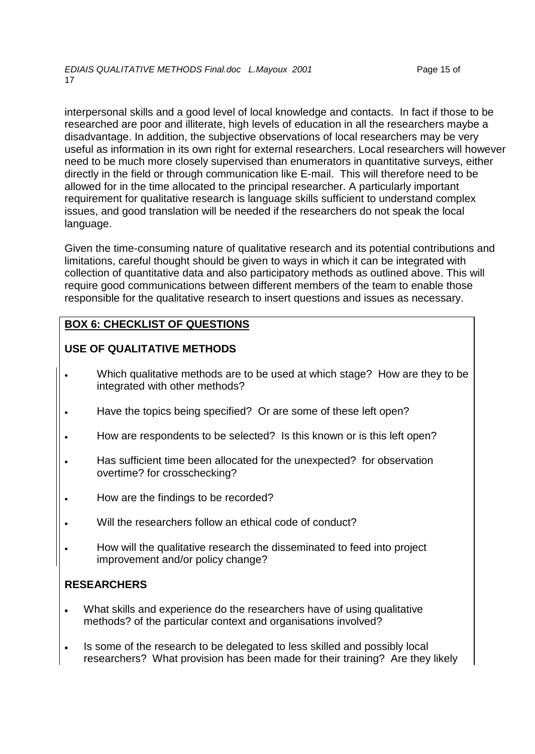interpersonal skills and a good level of local knowledge and contacts. In fact if those to be researched are poor and illiterate, high levels of education in all the researchers maybe a disadvantage. In addition, the subjective observations of local researchers may be very useful as information in its own right for external researchers. Local researchers will however need to be much more closely supervised than enumerators in quantitative surveys, either directly in the field or through communication like E-mail. This will therefore need to be allowed for in the time allocated to the principal researcher. A particularly important requirement for qualitative research is language skills sufficient to understand complex issues, and good translation will be needed if the researchers do not speak the local language.

Given the time-consuming nature of qualitative research and its potential contributions and limitations, careful thought should be given to ways in which it can be integrated with collection of quantitative data and also participatory methods as outlined above. This will require good communications between different members of the team to enable those responsible for the qualitative research to insert questions and issues as necessary.

**BOX 6: CHECKLIST OF QUESTIONS**

**USE OF QUALITATIVE METHODS**

- Which qualitative methods are to be used at which stage? How are they to be integrated with other methods?
- Have the topics being specified? Or are some of these left open?
- How are respondents to be selected? Is this known or is this left open?
- Has sufficient time been allocated for the unexpected? for observation overtime? for crosschecking?
- How are the findings to be recorded?
- Will the researchers follow an ethical code of conduct?
- How will the qualitative research the disseminated to feed into project improvement and/or policy change?

**RESEARCHERS**

- What skills and experience do the researchers have of using qualitative methods? of the particular context and organisations involved?
- Is some of the research to be delegated to less skilled and possibly local researchers? What provision has been made for their training? Are they likely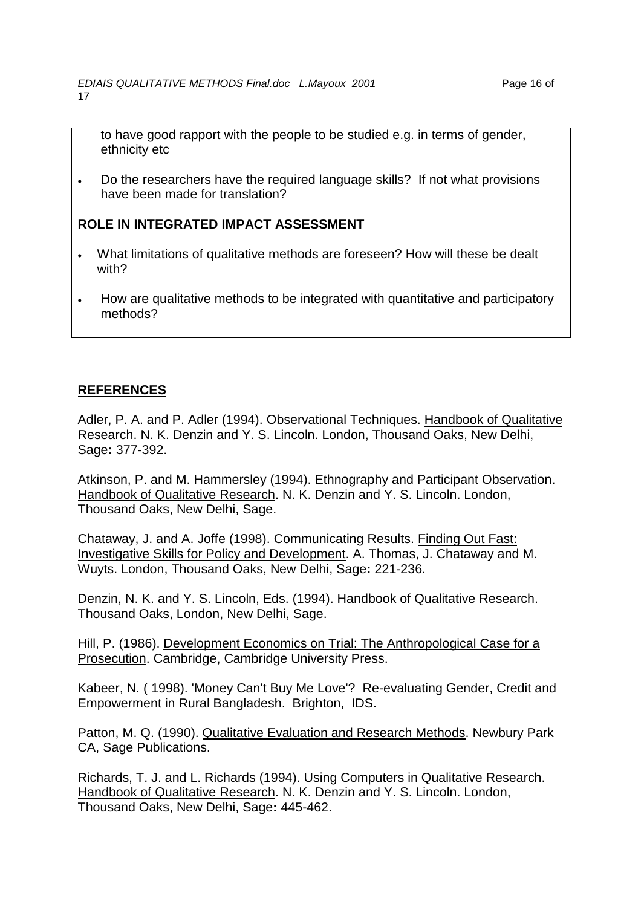to have good rapport with the people to be studied e.g. in terms of gender, ethnicity etc

- Do the researchers have the required language skills? If not what provisions have been made for translation?

**ROLE IN INTEGRATED IMPACT ASSESSMENT**

- What limitations of qualitative methods are foreseen? How will these be dealt with?
- How are qualitative methods to be integrated with quantitative and participatory methods?

## REFERENCES

Adler, P. A. and P. Adler (1994). Observational Techniques. Handbook of Qualitative Research. N. K. Denzin and Y. S. Lincoln. London, Thousand Oaks, New Delhi, Sage**:** 377-392.

Atkinson, P. and M. Hammersley (1994). Ethnography and Participant Observation. Handbook of Qualitative Research. N. K. Denzin and Y. S. Lincoln. London, Thousand Oaks, New Delhi, Sage.

Chataway, J. and A. Joffe (1998). Communicating Results. Finding Out Fast: Investigative Skills for Policy and Development. A. Thomas, J. Chataway and M. Wuyts. London, Thousand Oaks, New Delhi, Sage**:** 221-236.

Denzin, N. K. and Y. S. Lincoln, Eds. (1994). Handbook of Qualitative Research. Thousand Oaks, London, New Delhi, Sage.

Hill, P. (1986). Development Economics on Trial: The Anthropological Case for a Prosecution. Cambridge, Cambridge University Press.

Kabeer, N. ( 1998). 'Money Can't Buy Me Love'? Re-evaluating Gender, Credit and Empowerment in Rural Bangladesh. Brighton, IDS.

Patton, M. Q. (1990). Qualitative Evaluation and Research Methods. Newbury Park CA, Sage Publications.

Richards, T. J. and L. Richards (1994). Using Computers in Qualitative Research. Handbook of Qualitative Research. N. K. Denzin and Y. S. Lincoln. London, Thousand Oaks, New Delhi, Sage**:** 445-462.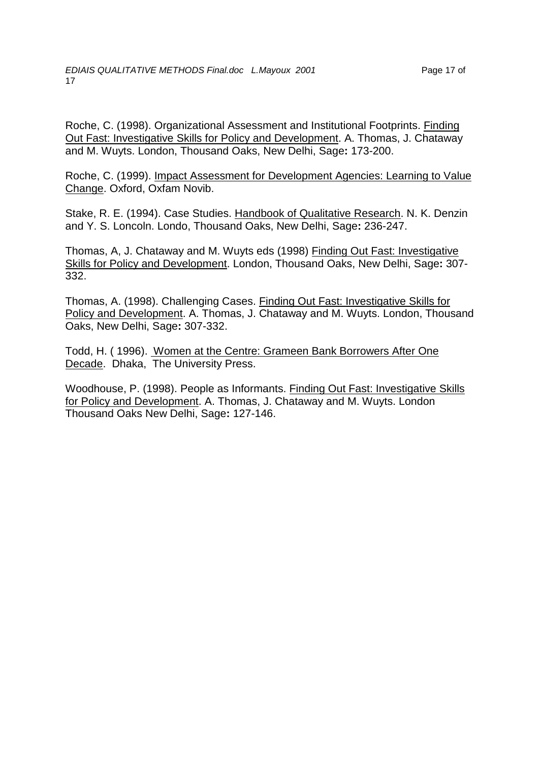Roche, C. (1998). Organizational Assessment and Institutional Footprints. Finding Out Fast: Investigative Skills for Policy and Development. A. Thomas, J. Chataway and M. Wuyts. London, Thousand Oaks, New Delhi, Sage**:** 173-200.

Roche, C. (1999). Impact Assessment for Development Agencies: Learning to Value Change. Oxford, Oxfam Novib.

Stake, R. E. (1994). Case Studies. Handbook of Qualitative Research. N. K. Denzin and Y. S. Loncoln. Londo, Thousand Oaks, New Delhi, Sage**:** 236-247.

Thomas, A, J. Chataway and M. Wuyts eds (1998) Finding Out Fast: Investigative Skills for Policy and Development. London, Thousand Oaks, New Delhi, Sage**:** 307-332.

Thomas, A. (1998). Challenging Cases. Finding Out Fast: Investigative Skills for Policy and Development. A. Thomas, J. Chataway and M. Wuyts. London, Thousand Oaks, New Delhi, Sage**:** 307-332.

Todd, H. ( 1996). Women at the Centre: Grameen Bank Borrowers After One Decade. Dhaka, The University Press.

Woodhouse, P. (1998). People as Informants. Finding Out Fast: Investigative Skills for Policy and Development. A. Thomas, J. Chataway and M. Wuyts. London Thousand Oaks New Delhi, Sage**:** 127-146.